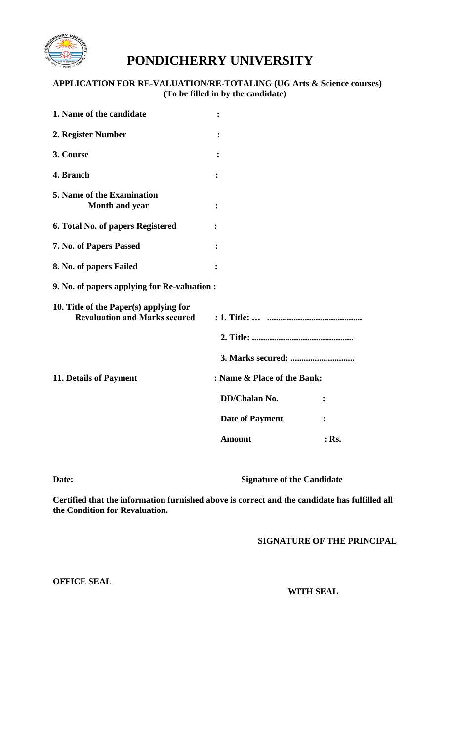# PONDICHERRY UNIVERSITY

**APPLICATION FOR RE-VALUATION/RE-TOTALING (UG Arts & Science courses)**
**(To be filled in by the candidate)**

**1. Name of the candidate** :

**2. Register Number** :

**3. Course** :

**4. Branch** :

**5. Name of the Examination Month and year** :

**6. Total No. of papers Registered** :

**7. No. of Papers Passed** :

**8. No. of papers Failed** :

**9. No. of papers applying for Re-valuation :**

**10. Title of the Paper(s) applying for Revaluation and Marks secured** : **1. Title: … ..........................................**

**2. Title: .............................................**

**3. Marks secured: ............................**

**11. Details of Payment** : **Name & Place of the Bank:**

**DD/Chalan No.** :

**Date of Payment** :

**Amount** : **Rs.**

**Date:** **Signature of the Candidate**

**Certified that the information furnished above is correct and the candidate has fulfilled all the Condition for Revaluation.**

**SIGNATURE OF THE PRINCIPAL**

**OFFICE SEAL**

**WITH SEAL**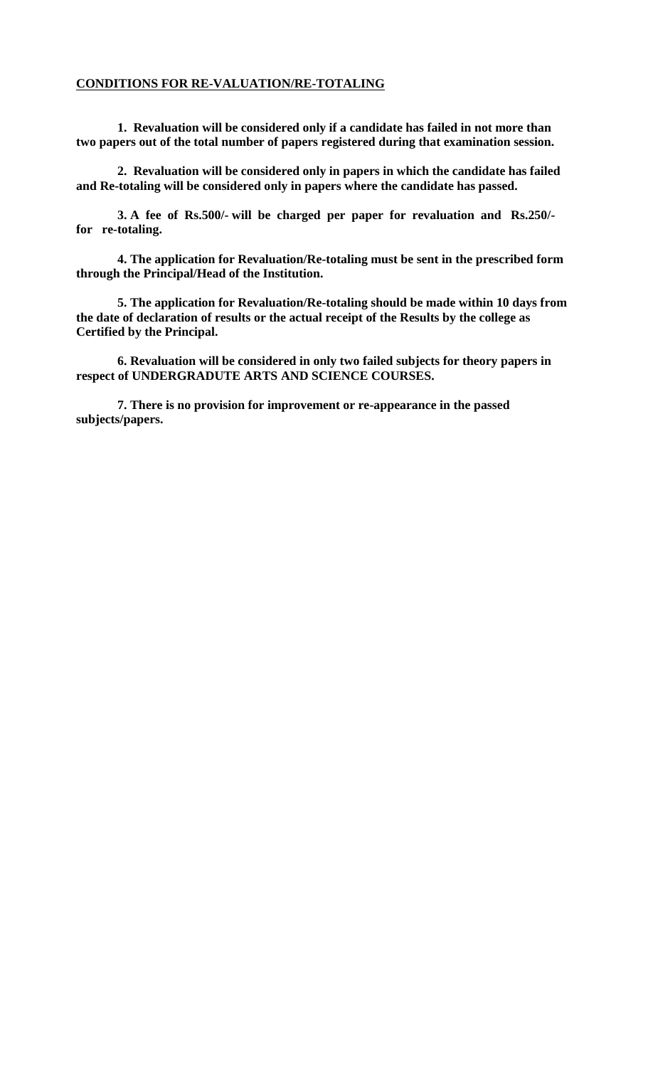**CONDITIONS FOR RE-VALUATION/RE-TOTALING**

**1. Revaluation will be considered only if a candidate has failed in not more than two papers out of the total number of papers registered during that examination session.**

**2. Revaluation will be considered only in papers in which the candidate has failed and Re-totaling will be considered only in papers where the candidate has passed.**

**3. A fee of Rs.500/- will be charged per paper for revaluation and Rs.250/- for re-totaling.**

**4. The application for Revaluation/Re-totaling must be sent in the prescribed form through the Principal/Head of the Institution.**

**5. The application for Revaluation/Re-totaling should be made within 10 days from the date of declaration of results or the actual receipt of the Results by the college as Certified by the Principal.**

**6. Revaluation will be considered in only two failed subjects for theory papers in respect of UNDERGRADUTE ARTS AND SCIENCE COURSES.**

**7. There is no provision for improvement or re-appearance in the passed subjects/papers.**